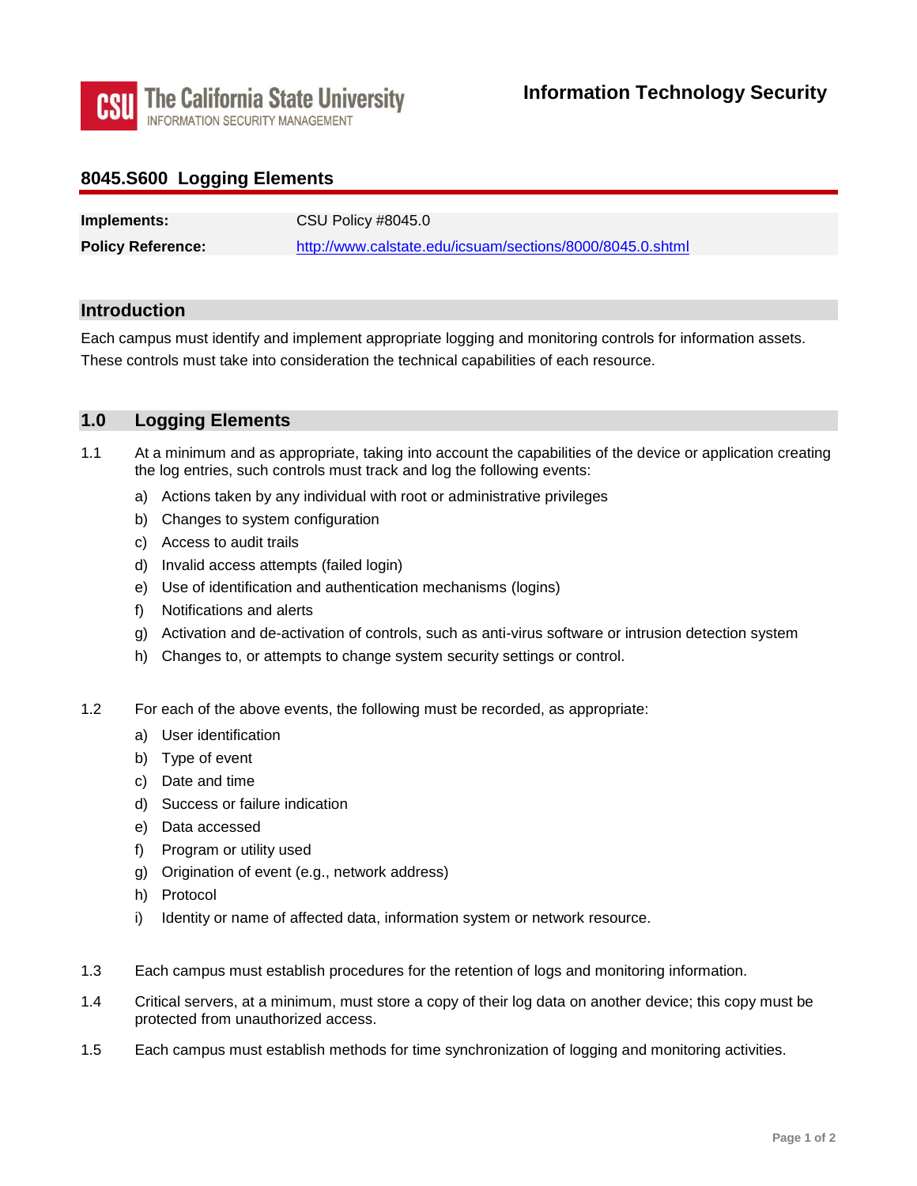**The California State University**
INFORMATION SECURITY MANAGEMENT

**Information Technology Security**

# 8045.S600 Logging Elements

| | |
|---|---|
| **Implements:** | CSU Policy #8045.0 |
| **Policy Reference:** | http://www.calstate.edu/icsuam/sections/8000/8045.0.shtml |

## Introduction

Each campus must identify and implement appropriate logging and monitoring controls for information assets. These controls must take into consideration the technical capabilities of each resource.

## 1.0 Logging Elements

1.1 At a minimum and as appropriate, taking into account the capabilities of the device or application creating the log entries, such controls must track and log the following events:

   a) Actions taken by any individual with root or administrative privileges
   b) Changes to system configuration
   c) Access to audit trails
   d) Invalid access attempts (failed login)
   e) Use of identification and authentication mechanisms (logins)
   f) Notifications and alerts
   g) Activation and de-activation of controls, such as anti-virus software or intrusion detection system
   h) Changes to, or attempts to change system security settings or control.

1.2 For each of the above events, the following must be recorded, as appropriate:

   a) User identification
   b) Type of event
   c) Date and time
   d) Success or failure indication
   e) Data accessed
   f) Program or utility used
   g) Origination of event (e.g., network address)
   h) Protocol
   i) Identity or name of affected data, information system or network resource.

1.3 Each campus must establish procedures for the retention of logs and monitoring information.

1.4 Critical servers, at a minimum, must store a copy of their log data on another device; this copy must be protected from unauthorized access.

1.5 Each campus must establish methods for time synchronization of logging and monitoring activities.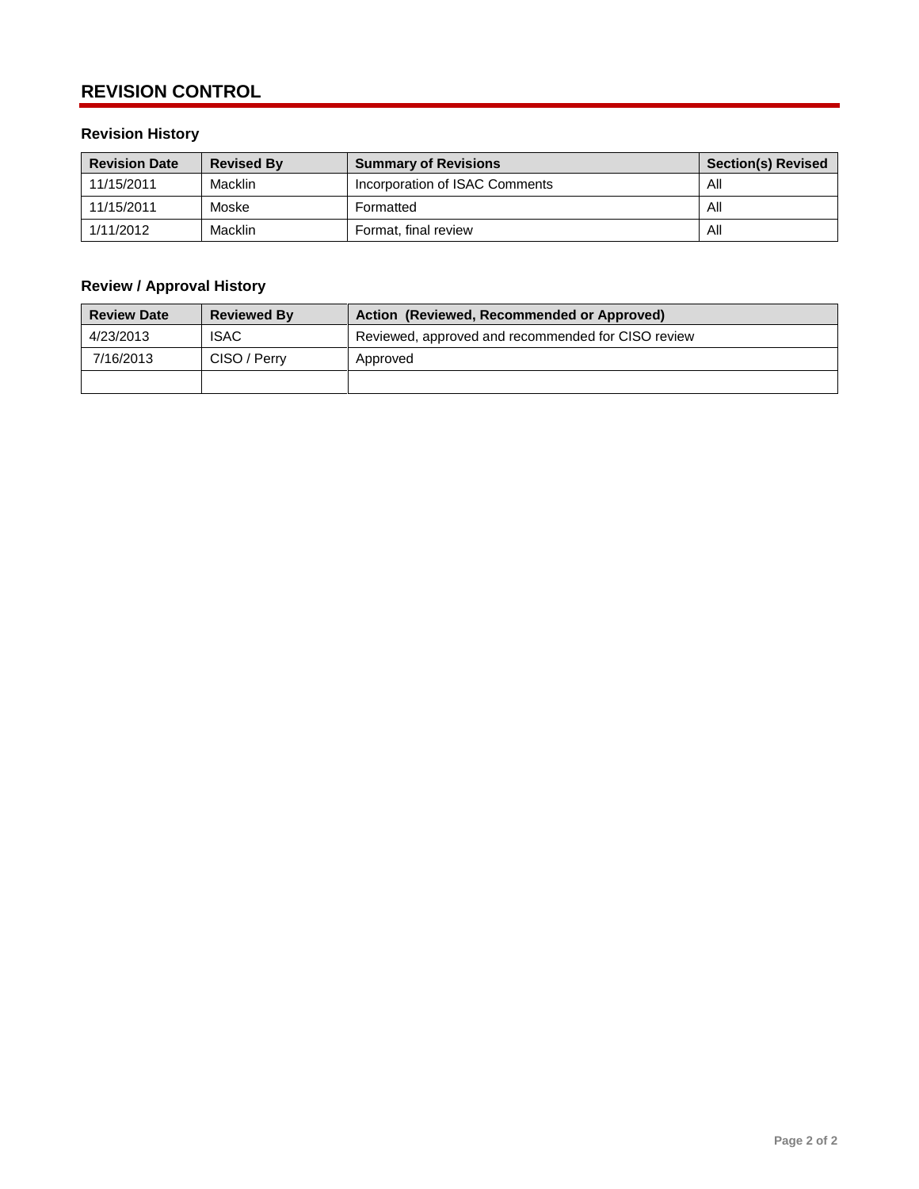## REVISION CONTROL

### Revision History

| Revision Date | Revised By | Summary of Revisions | Section(s) Revised |
|---|---|---|---|
| 11/15/2011 | Macklin | Incorporation of ISAC Comments | All |
| 11/15/2011 | Moske | Formatted | All |
| 1/11/2012 | Macklin | Format, final review | All |

### Review / Approval History

| Review Date | Reviewed By | Action (Reviewed, Recommended or Approved) |
|---|---|---|
| 4/23/2013 | ISAC | Reviewed, approved and recommended for CISO review |
| 7/16/2013 | CISO / Perry | Approved |
| | | |